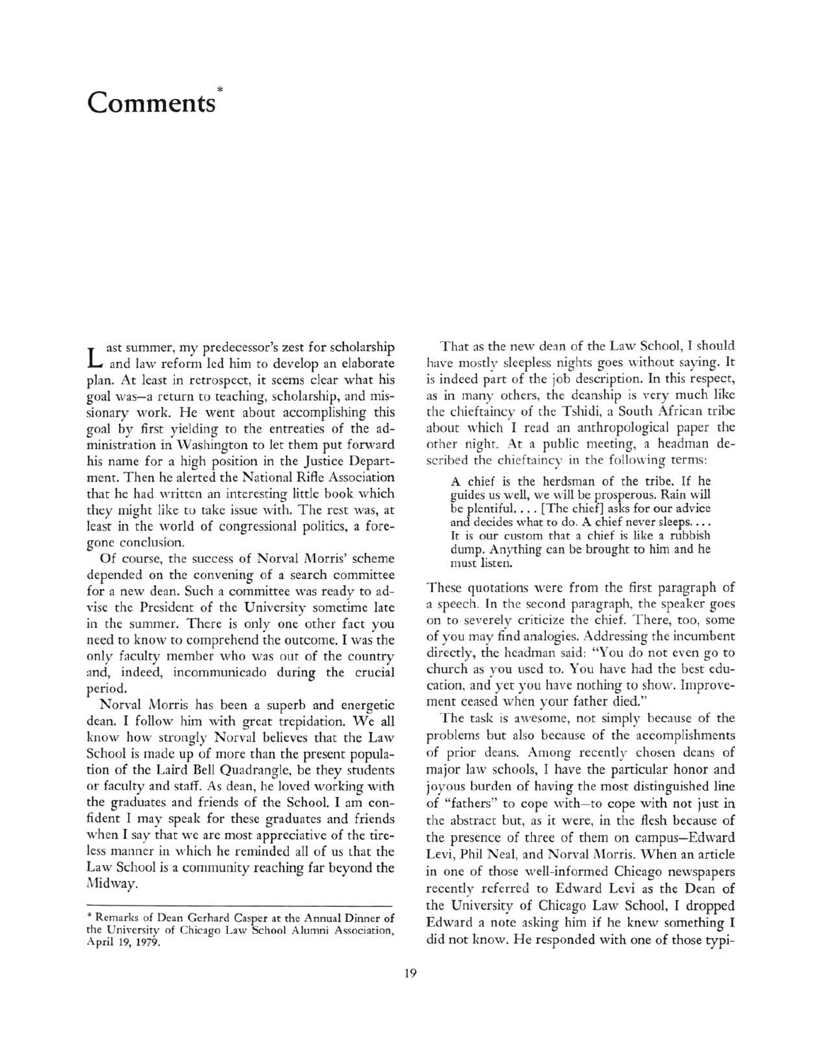# Comments*

Last summer, my predecessor's zest for scholarship and law reform led him to develop an elaborate plan. At least in retrospect, it seems clear what his goal was—a return to teaching, scholarship, and missionary work. He went about accomplishing this goal by first yielding to the entreaties of the administration in Washington to let them put forward his name for a high position in the Justice Department. Then he alerted the National Rifle Association that he had written an interesting little book which they might like to take issue with. The rest was, at least in the world of congressional politics, a foregone conclusion.

Of course, the success of Norval Morris' scheme depended on the convening of a search committee for a new dean. Such a committee was ready to advise the President of the University sometime late in the summer. There is only one other fact you need to know to comprehend the outcome. I was the only faculty member who was out of the country and, indeed, incommunicado during the crucial period.

Norval Morris has been a superb and energetic dean. I follow him with great trepidation. We all know how strongly Norval believes that the Law School is made up of more than the present population of the Laird Bell Quadrangle, be they students or faculty and staff. As dean, he loved working with the graduates and friends of the School. I am confident I may speak for these graduates and friends when I say that we are most appreciative of the tireless manner in which he reminded all of us that the Law School is a community reaching far beyond the Midway.

That as the new dean of the Law School, I should have mostly sleepless nights goes without saying. It is indeed part of the job description. In this respect, as in many others, the deanship is very much like the chieftaincy of the Tshidi, a South African tribe about which I read an anthropological paper the other night. At a public meeting, a headman described the chieftaincy in the following terms:

> A chief is the herdsman of the tribe. If he guides us well, we will be prosperous. Rain will be plentiful. . . . [The chief] asks for our advice and decides what to do. A chief never sleeps. . . . It is our custom that a chief is like a rubbish dump. Anything can be brought to him and he must listen.

These quotations were from the first paragraph of a speech. In the second paragraph, the speaker goes on to severely criticize the chief. There, too, some of you may find analogies. Addressing the incumbent directly, the headman said: "You do not even go to church as you used to. You have had the best education, and yet you have nothing to show. Improvement ceased when your father died."

The task is awesome, not simply because of the problems but also because of the accomplishments of prior deans. Among recently chosen deans of major law schools, I have the particular honor and joyous burden of having the most distinguished line of "fathers" to cope with—to cope with not just in the abstract but, as it were, in the flesh because of the presence of three of them on campus—Edward Levi, Phil Neal, and Norval Morris. When an article in one of those well-informed Chicago newspapers recently referred to Edward Levi as the Dean of the University of Chicago Law School, I dropped Edward a note asking him if he knew something I did not know. He responded with one of those typi-

* Remarks of Dean Gerhard Casper at the Annual Dinner of the University of Chicago Law School Alumni Association, April 19, 1979.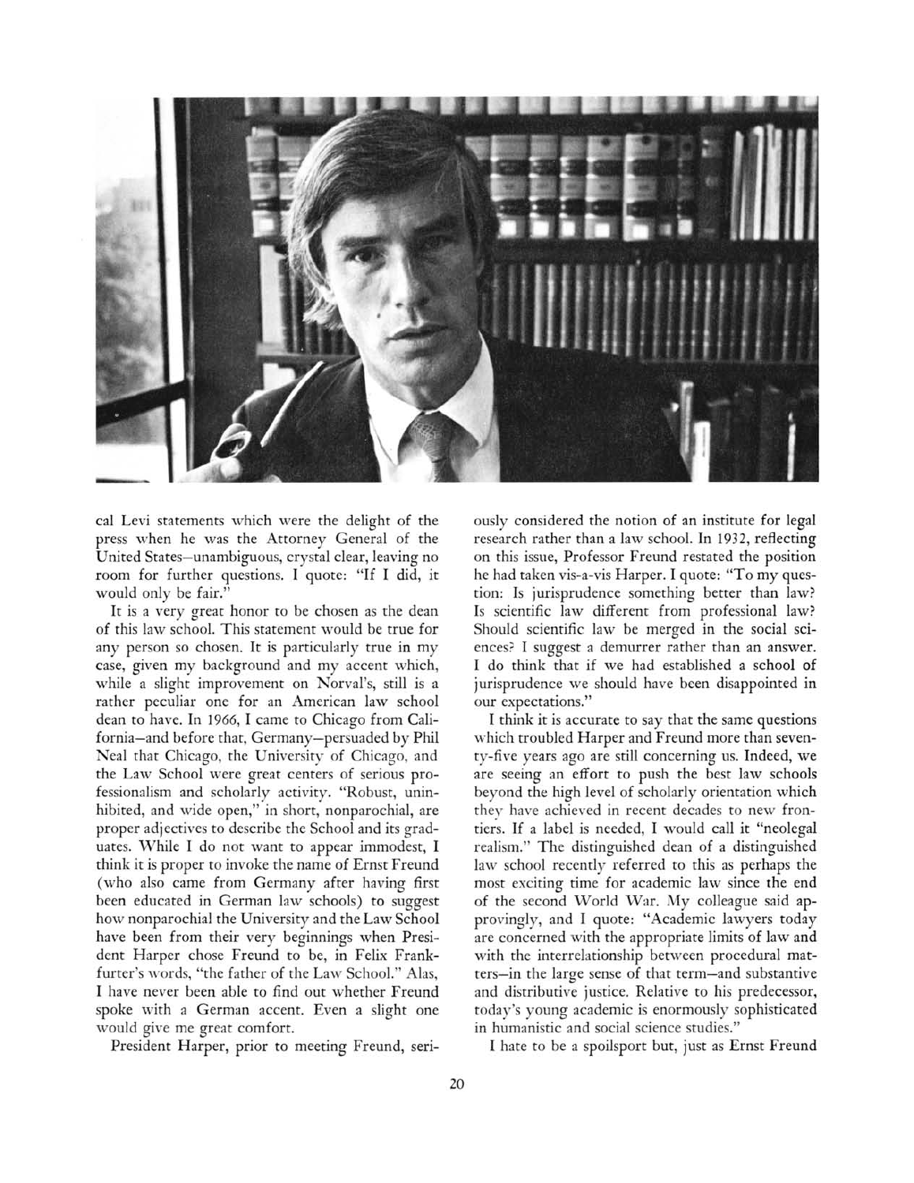cal Levi statements which were the delight of the press when he was the Attorney General of the United States—unambiguous, crystal clear, leaving no room for further questions. I quote: "If I did, it would only be fair."

It is a very great honor to be chosen as the dean of this law school. This statement would be true for any person so chosen. It is particularly true in my case, given my background and my accent which, while a slight improvement on Norval's, still is a rather peculiar one for an American law school dean to have. In 1966, I came to Chicago from California—and before that, Germany—persuaded by Phil Neal that Chicago, the University of Chicago, and the Law School were great centers of serious professionalism and scholarly activity. "Robust, uninhibited, and wide open," in short, nonparochial, are proper adjectives to describe the School and its graduates. While I do not want to appear immodest, I think it is proper to invoke the name of Ernst Freund (who also came from Germany after having first been educated in German law schools) to suggest how nonparochial the University and the Law School have been from their very beginnings when President Harper chose Freund to be, in Felix Frankfurter's words, "the father of the Law School." Alas, I have never been able to find out whether Freund spoke with a German accent. Even a slight one would give me great comfort.

President Harper, prior to meeting Freund, seriously considered the notion of an institute for legal research rather than a law school. In 1932, reflecting on this issue, Professor Freund restated the position he had taken vis-a-vis Harper. I quote: "To my question: Is jurisprudence something better than law? Is scientific law different from professional law? Should scientific law be merged in the social sciences? I suggest a demurrer rather than an answer. I do think that if we had established a school of jurisprudence we should have been disappointed in our expectations."

I think it is accurate to say that the same questions which troubled Harper and Freund more than seventy-five years ago are still concerning us. Indeed, we are seeing an effort to push the best law schools beyond the high level of scholarly orientation which they have achieved in recent decades to new frontiers. If a label is needed, I would call it "neolegal realism." The distinguished dean of a distinguished law school recently referred to this as perhaps the most exciting time for academic law since the end of the second World War. My colleague said approvingly, and I quote: "Academic lawyers today are concerned with the appropriate limits of law and with the interrelationship between procedural matters—in the large sense of that term—and substantive and distributive justice. Relative to his predecessor, today's young academic is enormously sophisticated in humanistic and social science studies."

I hate to be a spoilsport but, just as Ernst Freund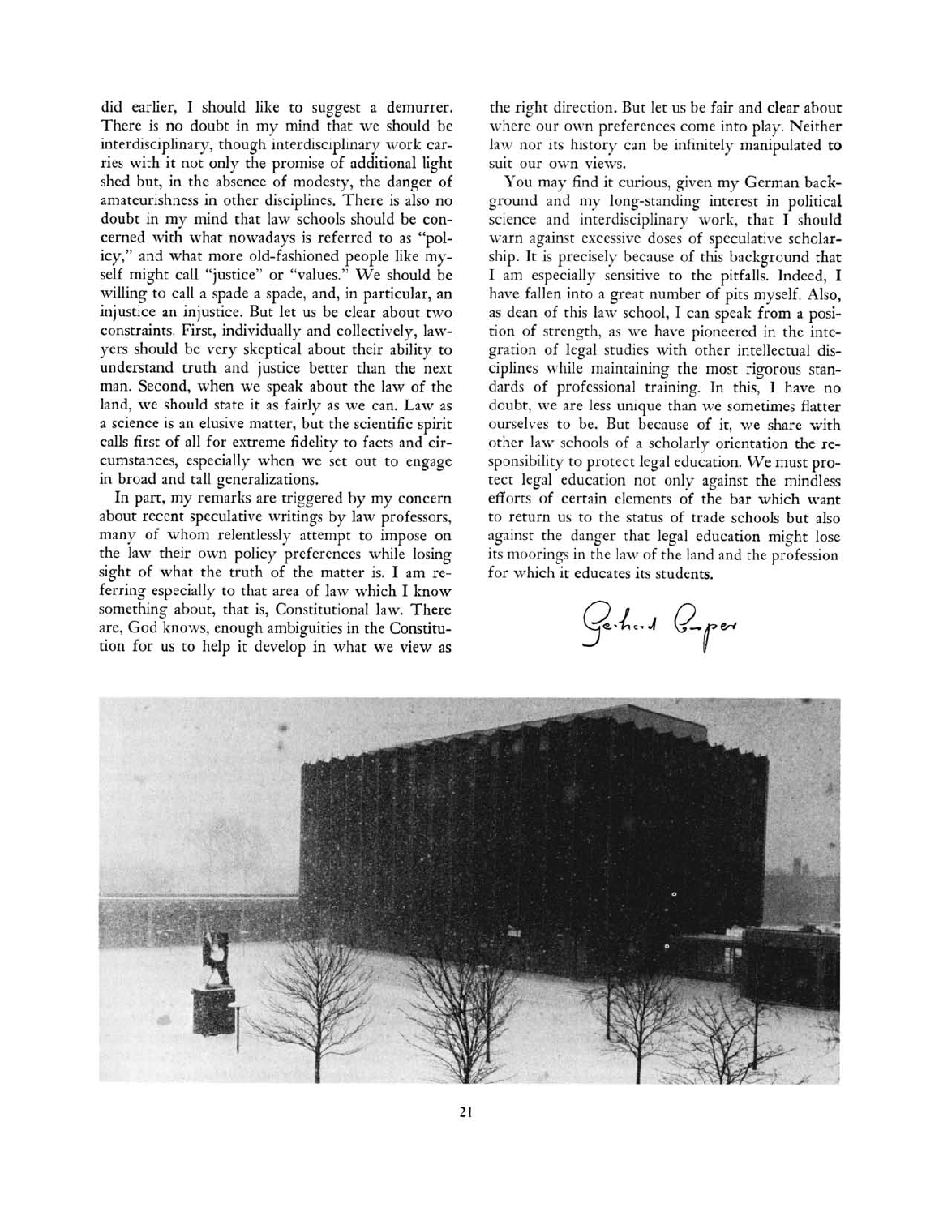did earlier, I should like to suggest a demurrer. There is no doubt in my mind that we should be interdisciplinary, though interdisciplinary work carries with it not only the promise of additional light shed but, in the absence of modesty, the danger of amateurishness in other disciplines. There is also no doubt in my mind that law schools should be concerned with what nowadays is referred to as "policy," and what more old-fashioned people like myself might call "justice" or "values." We should be willing to call a spade a spade, and, in particular, an injustice an injustice. But let us be clear about two constraints. First, individually and collectively, lawyers should be very skeptical about their ability to understand truth and justice better than the next man. Second, when we speak about the law of the land, we should state it as fairly as we can. Law as a science is an elusive matter, but the scientific spirit calls first of all for extreme fidelity to facts and circumstances, especially when we set out to engage in broad and tall generalizations.

In part, my remarks are triggered by my concern about recent speculative writings by law professors, many of whom relentlessly attempt to impose on the law their own policy preferences while losing sight of what the truth of the matter is. I am referring especially to that area of law which I know something about, that is, Constitutional law. There are, God knows, enough ambiguities in the Constitution for us to help it develop in what we view as the right direction. But let us be fair and clear about where our own preferences come into play. Neither law nor its history can be infinitely manipulated to suit our own views.

You may find it curious, given my German background and my long-standing interest in political science and interdisciplinary work, that I should warn against excessive doses of speculative scholarship. It is precisely because of this background that I am especially sensitive to the pitfalls. Indeed, I have fallen into a great number of pits myself. Also, as dean of this law school, I can speak from a position of strength, as we have pioneered in the integration of legal studies with other intellectual disciplines while maintaining the most rigorous standards of professional training. In this, I have no doubt, we are less unique than we sometimes flatter ourselves to be. But because of it, we share with other law schools of a scholarly orientation the responsibility to protect legal education. We must protect legal education not only against the mindless efforts of certain elements of the bar which want to return us to the status of trade schools but also against the danger that legal education might lose its moorings in the law of the land and the profession for which it educates its students.

Gerhard Casper